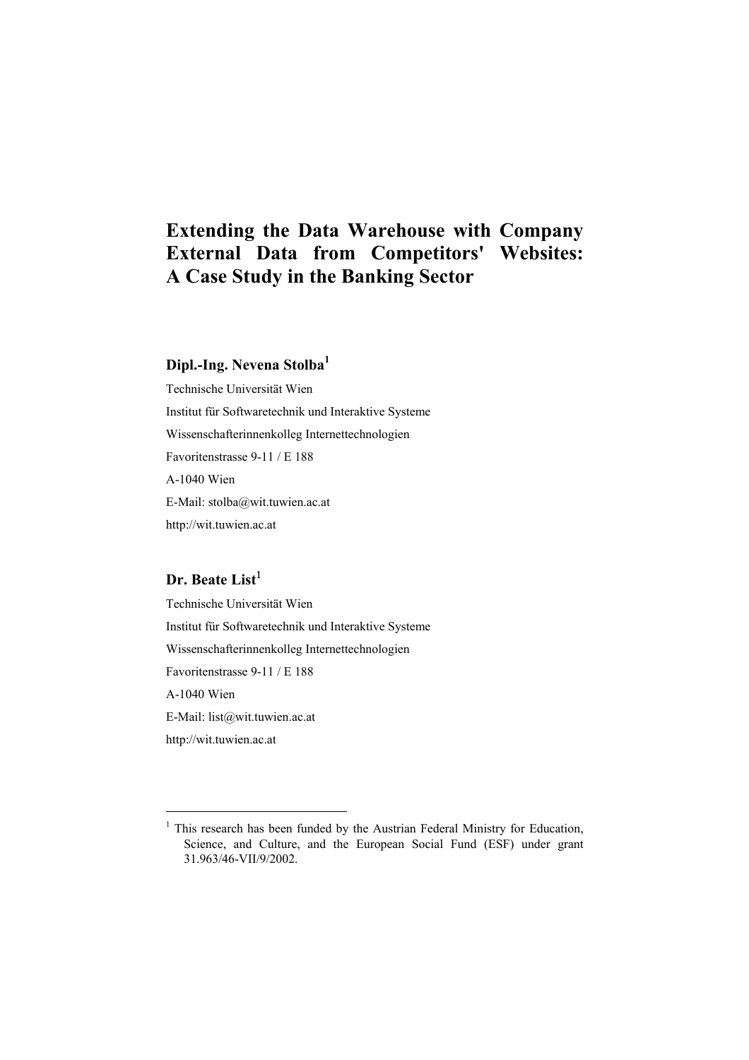# Extending the Data Warehouse with Company External Data from Competitors' Websites: A Case Study in the Banking Sector

## Dipl.-Ing. Nevena Stolba[1]

Technische Universität Wien

Institut für Softwaretechnik und Interaktive Systeme

Wissenschafterinnenkolleg Internettechnologien

Favoritenstrasse 9-11 / E 188

A-1040 Wien

E-Mail: stolba@wit.tuwien.ac.at

http://wit.tuwien.ac.at

## Dr. Beate List[1]

Technische Universität Wien

Institut für Softwaretechnik und Interaktive Systeme

Wissenschafterinnenkolleg Internettechnologien

Favoritenstrasse 9-11 / E 188

A-1040 Wien

E-Mail: list@wit.tuwien.ac.at

http://wit.tuwien.ac.at

---

[1] This research has been funded by the Austrian Federal Ministry for Education, Science, and Culture, and the European Social Fund (ESF) under grant 31.963/46-VII/9/2002.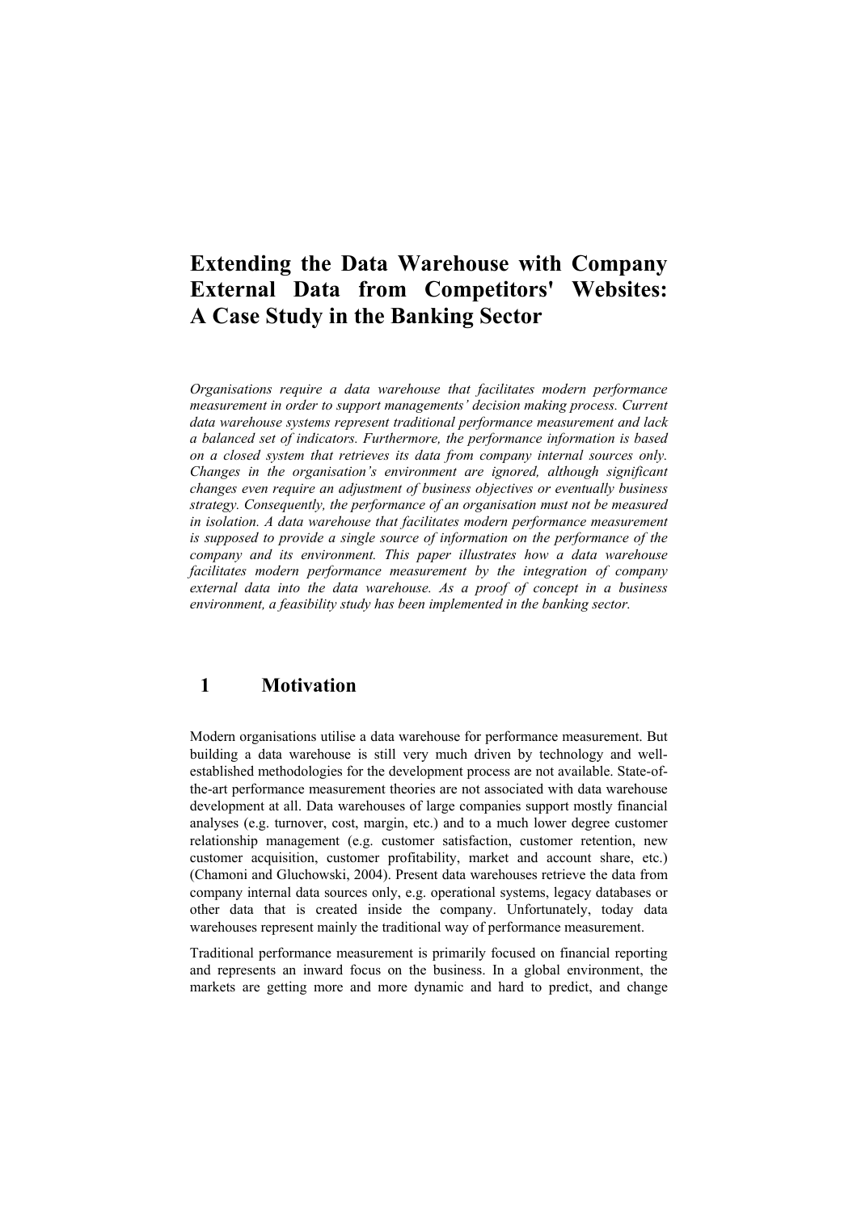# Extending the Data Warehouse with Company External Data from Competitors' Websites: A Case Study in the Banking Sector

*Organisations require a data warehouse that facilitates modern performance measurement in order to support managements' decision making process. Current data warehouse systems represent traditional performance measurement and lack a balanced set of indicators. Furthermore, the performance information is based on a closed system that retrieves its data from company internal sources only. Changes in the organisation's environment are ignored, although significant changes even require an adjustment of business objectives or eventually business strategy. Consequently, the performance of an organisation must not be measured in isolation. A data warehouse that facilitates modern performance measurement is supposed to provide a single source of information on the performance of the company and its environment. This paper illustrates how a data warehouse facilitates modern performance measurement by the integration of company external data into the data warehouse. As a proof of concept in a business environment, a feasibility study has been implemented in the banking sector.*

## 1 Motivation

Modern organisations utilise a data warehouse for performance measurement. But building a data warehouse is still very much driven by technology and well-established methodologies for the development process are not available. State-of-the-art performance measurement theories are not associated with data warehouse development at all. Data warehouses of large companies support mostly financial analyses (e.g. turnover, cost, margin, etc.) and to a much lower degree customer relationship management (e.g. customer satisfaction, customer retention, new customer acquisition, customer profitability, market and account share, etc.) (Chamoni and Gluchowski, 2004). Present data warehouses retrieve the data from company internal data sources only, e.g. operational systems, legacy databases or other data that is created inside the company. Unfortunately, today data warehouses represent mainly the traditional way of performance measurement.

Traditional performance measurement is primarily focused on financial reporting and represents an inward focus on the business. In a global environment, the markets are getting more and more dynamic and hard to predict, and change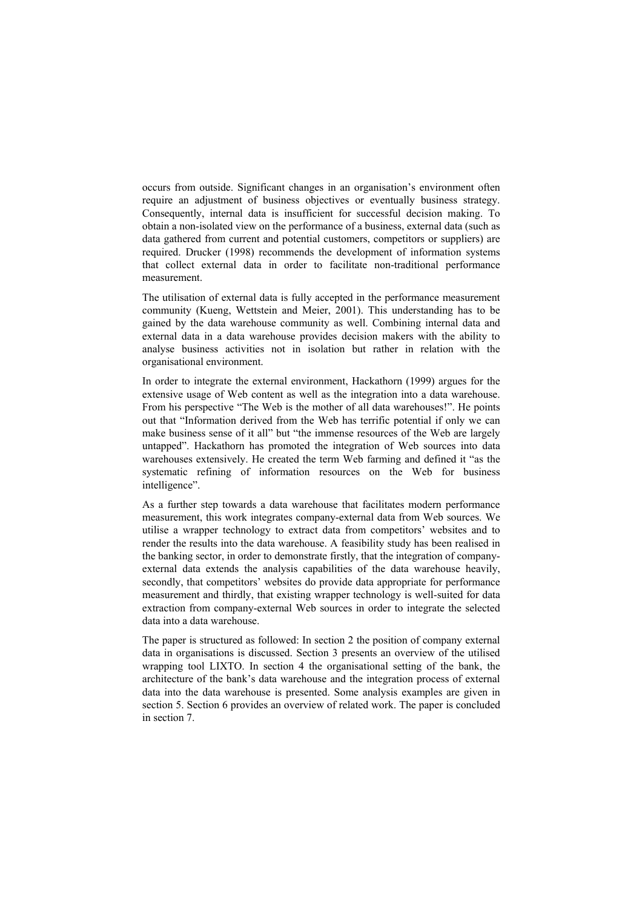occurs from outside. Significant changes in an organisation's environment often require an adjustment of business objectives or eventually business strategy. Consequently, internal data is insufficient for successful decision making. To obtain a non-isolated view on the performance of a business, external data (such as data gathered from current and potential customers, competitors or suppliers) are required. Drucker (1998) recommends the development of information systems that collect external data in order to facilitate non-traditional performance measurement.

The utilisation of external data is fully accepted in the performance measurement community (Kueng, Wettstein and Meier, 2001). This understanding has to be gained by the data warehouse community as well. Combining internal data and external data in a data warehouse provides decision makers with the ability to analyse business activities not in isolation but rather in relation with the organisational environment.

In order to integrate the external environment, Hackathorn (1999) argues for the extensive usage of Web content as well as the integration into a data warehouse. From his perspective "The Web is the mother of all data warehouses!". He points out that "Information derived from the Web has terrific potential if only we can make business sense of it all" but "the immense resources of the Web are largely untapped". Hackathorn has promoted the integration of Web sources into data warehouses extensively. He created the term Web farming and defined it "as the systematic refining of information resources on the Web for business intelligence".

As a further step towards a data warehouse that facilitates modern performance measurement, this work integrates company-external data from Web sources. We utilise a wrapper technology to extract data from competitors' websites and to render the results into the data warehouse. A feasibility study has been realised in the banking sector, in order to demonstrate firstly, that the integration of company-external data extends the analysis capabilities of the data warehouse heavily, secondly, that competitors' websites do provide data appropriate for performance measurement and thirdly, that existing wrapper technology is well-suited for data extraction from company-external Web sources in order to integrate the selected data into a data warehouse.

The paper is structured as followed: In section 2 the position of company external data in organisations is discussed. Section 3 presents an overview of the utilised wrapping tool LIXTO. In section 4 the organisational setting of the bank, the architecture of the bank's data warehouse and the integration process of external data into the data warehouse is presented. Some analysis examples are given in section 5. Section 6 provides an overview of related work. The paper is concluded in section 7.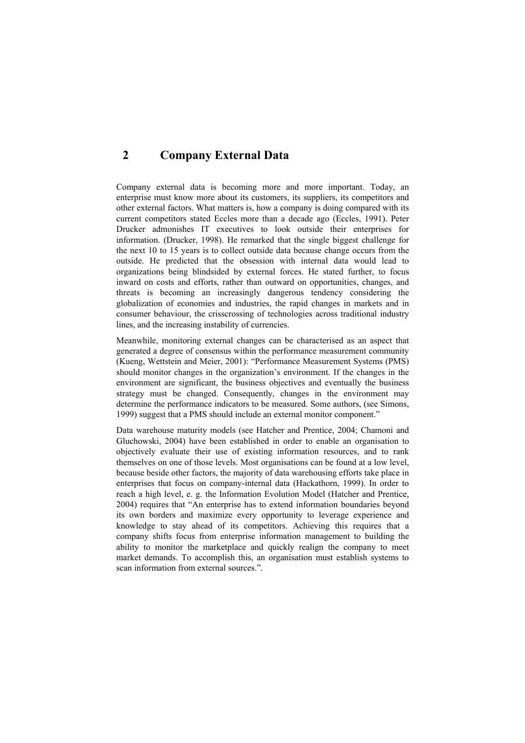# 2 Company External Data

Company external data is becoming more and more important. Today, an enterprise must know more about its customers, its suppliers, its competitors and other external factors. What matters is, how a company is doing compared with its current competitors stated Eccles more than a decade ago (Eccles, 1991). Peter Drucker admonishes IT executives to look outside their enterprises for information. (Drucker, 1998). He remarked that the single biggest challenge for the next 10 to 15 years is to collect outside data because change occurs from the outside. He predicted that the obsession with internal data would lead to organizations being blindsided by external forces. He stated further, to focus inward on costs and efforts, rather than outward on opportunities, changes, and threats is becoming an increasingly dangerous tendency considering the globalization of economies and industries, the rapid changes in markets and in consumer behaviour, the crisscrossing of technologies across traditional industry lines, and the increasing instability of currencies.

Meanwhile, monitoring external changes can be characterised as an aspect that generated a degree of consensus within the performance measurement community (Kueng, Wettstein and Meier, 2001): "Performance Measurement Systems (PMS) should monitor changes in the organization's environment. If the changes in the environment are significant, the business objectives and eventually the business strategy must be changed. Consequently, changes in the environment may determine the performance indicators to be measured. Some authors, (see Simons, 1999) suggest that a PMS should include an external monitor component."

Data warehouse maturity models (see Hatcher and Prentice, 2004; Chamoni and Gluchowski, 2004) have been established in order to enable an organisation to objectively evaluate their use of existing information resources, and to rank themselves on one of those levels. Most organisations can be found at a low level, because beside other factors, the majority of data warehousing efforts take place in enterprises that focus on company-internal data (Hackathorn, 1999). In order to reach a high level, e. g. the Information Evolution Model (Hatcher and Prentice, 2004) requires that "An enterprise has to extend information boundaries beyond its own borders and maximize every opportunity to leverage experience and knowledge to stay ahead of its competitors. Achieving this requires that a company shifts focus from enterprise information management to building the ability to monitor the marketplace and quickly realign the company to meet market demands. To accomplish this, an organisation must establish systems to scan information from external sources.".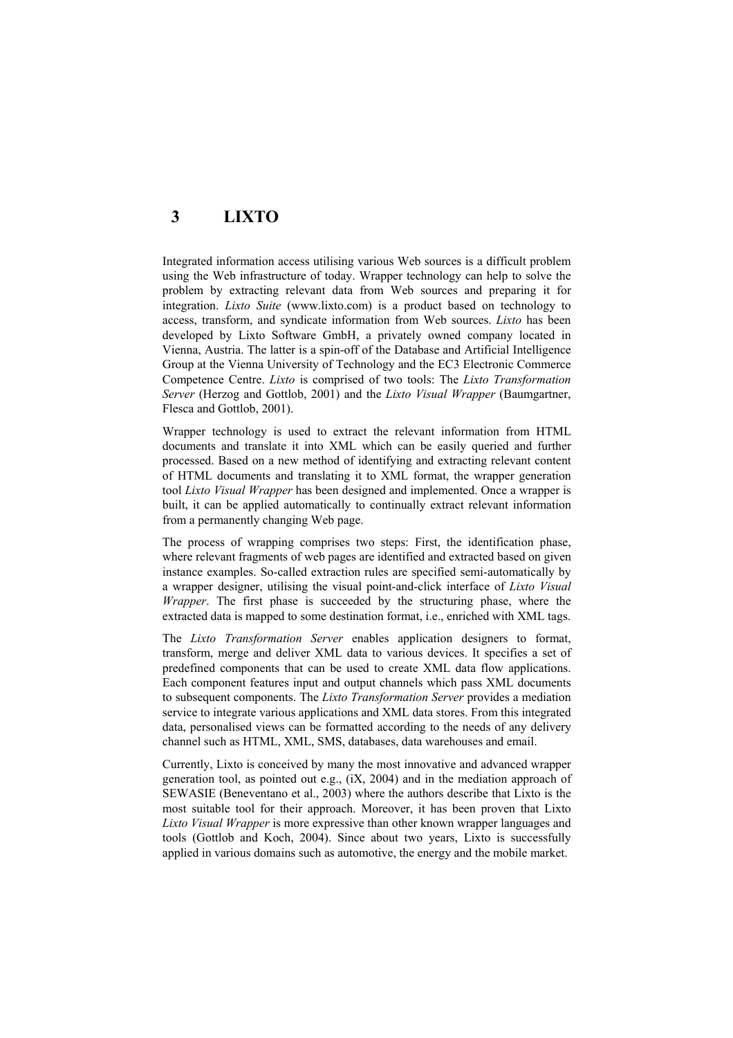# 3 LIXTO

Integrated information access utilising various Web sources is a difficult problem using the Web infrastructure of today. Wrapper technology can help to solve the problem by extracting relevant data from Web sources and preparing it for integration. *Lixto Suite* (www.lixto.com) is a product based on technology to access, transform, and syndicate information from Web sources. *Lixto* has been developed by Lixto Software GmbH, a privately owned company located in Vienna, Austria. The latter is a spin-off of the Database and Artificial Intelligence Group at the Vienna University of Technology and the EC3 Electronic Commerce Competence Centre. *Lixto* is comprised of two tools: The *Lixto Transformation Server* (Herzog and Gottlob, 2001) and the *Lixto Visual Wrapper* (Baumgartner, Flesca and Gottlob, 2001).

Wrapper technology is used to extract the relevant information from HTML documents and translate it into XML which can be easily queried and further processed. Based on a new method of identifying and extracting relevant content of HTML documents and translating it to XML format, the wrapper generation tool *Lixto Visual Wrapper* has been designed and implemented. Once a wrapper is built, it can be applied automatically to continually extract relevant information from a permanently changing Web page.

The process of wrapping comprises two steps: First, the identification phase, where relevant fragments of web pages are identified and extracted based on given instance examples. So-called extraction rules are specified semi-automatically by a wrapper designer, utilising the visual point-and-click interface of *Lixto Visual Wrapper*. The first phase is succeeded by the structuring phase, where the extracted data is mapped to some destination format, i.e., enriched with XML tags.

The *Lixto Transformation Server* enables application designers to format, transform, merge and deliver XML data to various devices. It specifies a set of predefined components that can be used to create XML data flow applications. Each component features input and output channels which pass XML documents to subsequent components. The *Lixto Transformation Server* provides a mediation service to integrate various applications and XML data stores. From this integrated data, personalised views can be formatted according to the needs of any delivery channel such as HTML, XML, SMS, databases, data warehouses and email.

Currently, Lixto is conceived by many the most innovative and advanced wrapper generation tool, as pointed out e.g., (iX, 2004) and in the mediation approach of SEWASIE (Beneventano et al., 2003) where the authors describe that Lixto is the most suitable tool for their approach. Moreover, it has been proven that Lixto *Lixto Visual Wrapper* is more expressive than other known wrapper languages and tools (Gottlob and Koch, 2004). Since about two years, Lixto is successfully applied in various domains such as automotive, the energy and the mobile market.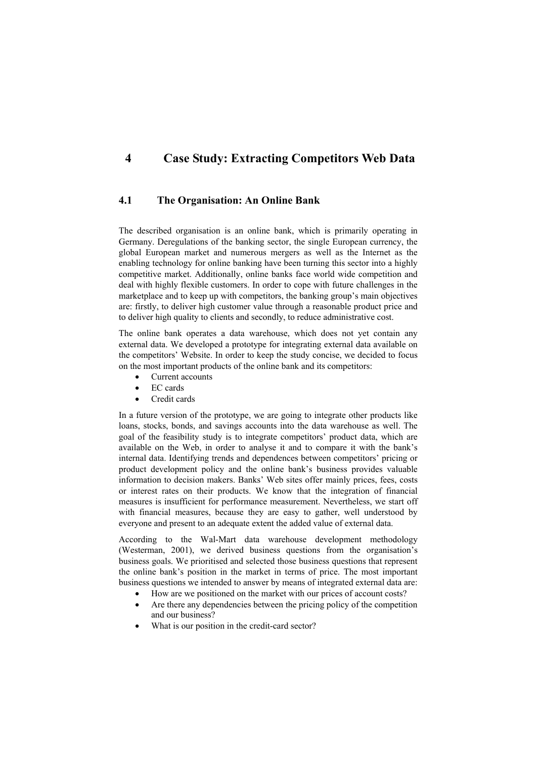# 4 Case Study: Extracting Competitors Web Data

## 4.1 The Organisation: An Online Bank

The described organisation is an online bank, which is primarily operating in Germany. Deregulations of the banking sector, the single European currency, the global European market and numerous mergers as well as the Internet as the enabling technology for online banking have been turning this sector into a highly competitive market. Additionally, online banks face world wide competition and deal with highly flexible customers. In order to cope with future challenges in the marketplace and to keep up with competitors, the banking group's main objectives are: firstly, to deliver high customer value through a reasonable product price and to deliver high quality to clients and secondly, to reduce administrative cost.

The online bank operates a data warehouse, which does not yet contain any external data. We developed a prototype for integrating external data available on the competitors' Website. In order to keep the study concise, we decided to focus on the most important products of the online bank and its competitors:

- Current accounts
- EC cards
- Credit cards

In a future version of the prototype, we are going to integrate other products like loans, stocks, bonds, and savings accounts into the data warehouse as well. The goal of the feasibility study is to integrate competitors' product data, which are available on the Web, in order to analyse it and to compare it with the bank's internal data. Identifying trends and dependences between competitors' pricing or product development policy and the online bank's business provides valuable information to decision makers. Banks' Web sites offer mainly prices, fees, costs or interest rates on their products. We know that the integration of financial measures is insufficient for performance measurement. Nevertheless, we start off with financial measures, because they are easy to gather, well understood by everyone and present to an adequate extent the added value of external data.

According to the Wal-Mart data warehouse development methodology (Westerman, 2001), we derived business questions from the organisation's business goals. We prioritised and selected those business questions that represent the online bank's position in the market in terms of price. The most important business questions we intended to answer by means of integrated external data are:

- How are we positioned on the market with our prices of account costs?
- Are there any dependencies between the pricing policy of the competition and our business?
- What is our position in the credit-card sector?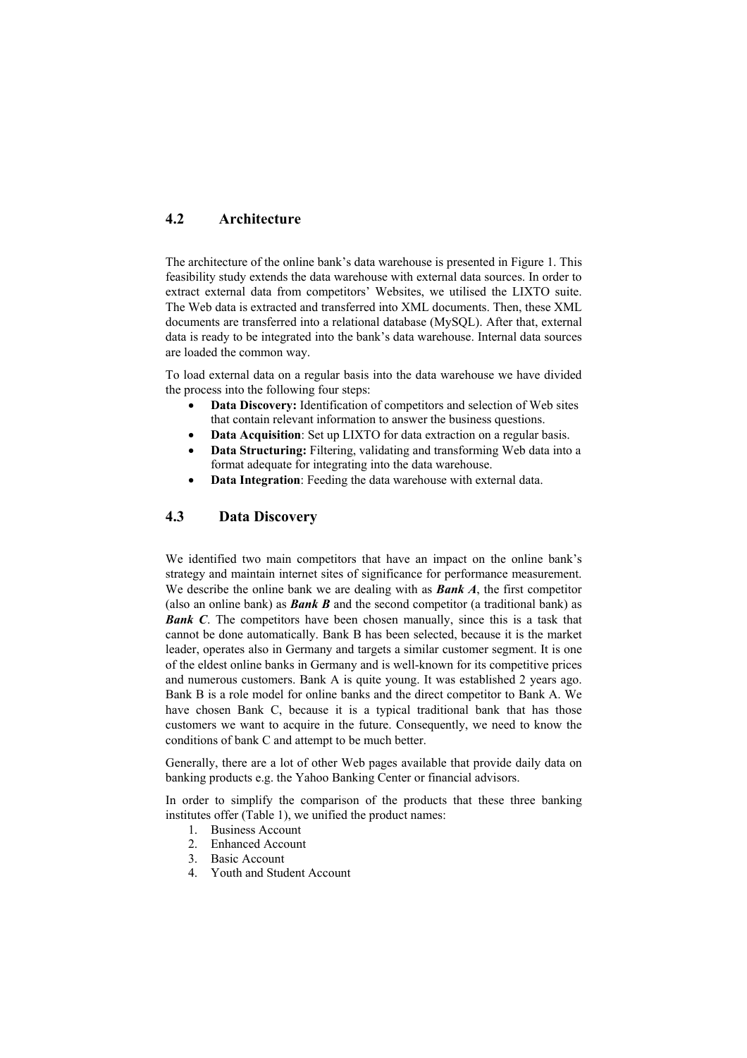## 4.2 Architecture

The architecture of the online bank's data warehouse is presented in Figure 1. This feasibility study extends the data warehouse with external data sources. In order to extract external data from competitors' Websites, we utilised the LIXTO suite. The Web data is extracted and transferred into XML documents. Then, these XML documents are transferred into a relational database (MySQL). After that, external data is ready to be integrated into the bank's data warehouse. Internal data sources are loaded the common way.

To load external data on a regular basis into the data warehouse we have divided the process into the following four steps:

- **Data Discovery:** Identification of competitors and selection of Web sites that contain relevant information to answer the business questions.
- **Data Acquisition**: Set up LIXTO for data extraction on a regular basis.
- **Data Structuring:** Filtering, validating and transforming Web data into a format adequate for integrating into the data warehouse.
- **Data Integration**: Feeding the data warehouse with external data.

## 4.3 Data Discovery

We identified two main competitors that have an impact on the online bank's strategy and maintain internet sites of significance for performance measurement. We describe the online bank we are dealing with as ***Bank A***, the first competitor (also an online bank) as ***Bank B*** and the second competitor (a traditional bank) as ***Bank C***. The competitors have been chosen manually, since this is a task that cannot be done automatically. Bank B has been selected, because it is the market leader, operates also in Germany and targets a similar customer segment. It is one of the eldest online banks in Germany and is well-known for its competitive prices and numerous customers. Bank A is quite young. It was established 2 years ago. Bank B is a role model for online banks and the direct competitor to Bank A. We have chosen Bank C, because it is a typical traditional bank that has those customers we want to acquire in the future. Consequently, we need to know the conditions of bank C and attempt to be much better.

Generally, there are a lot of other Web pages available that provide daily data on banking products e.g. the Yahoo Banking Center or financial advisors.

In order to simplify the comparison of the products that these three banking institutes offer (Table 1), we unified the product names:

1. Business Account
2. Enhanced Account
3. Basic Account
4. Youth and Student Account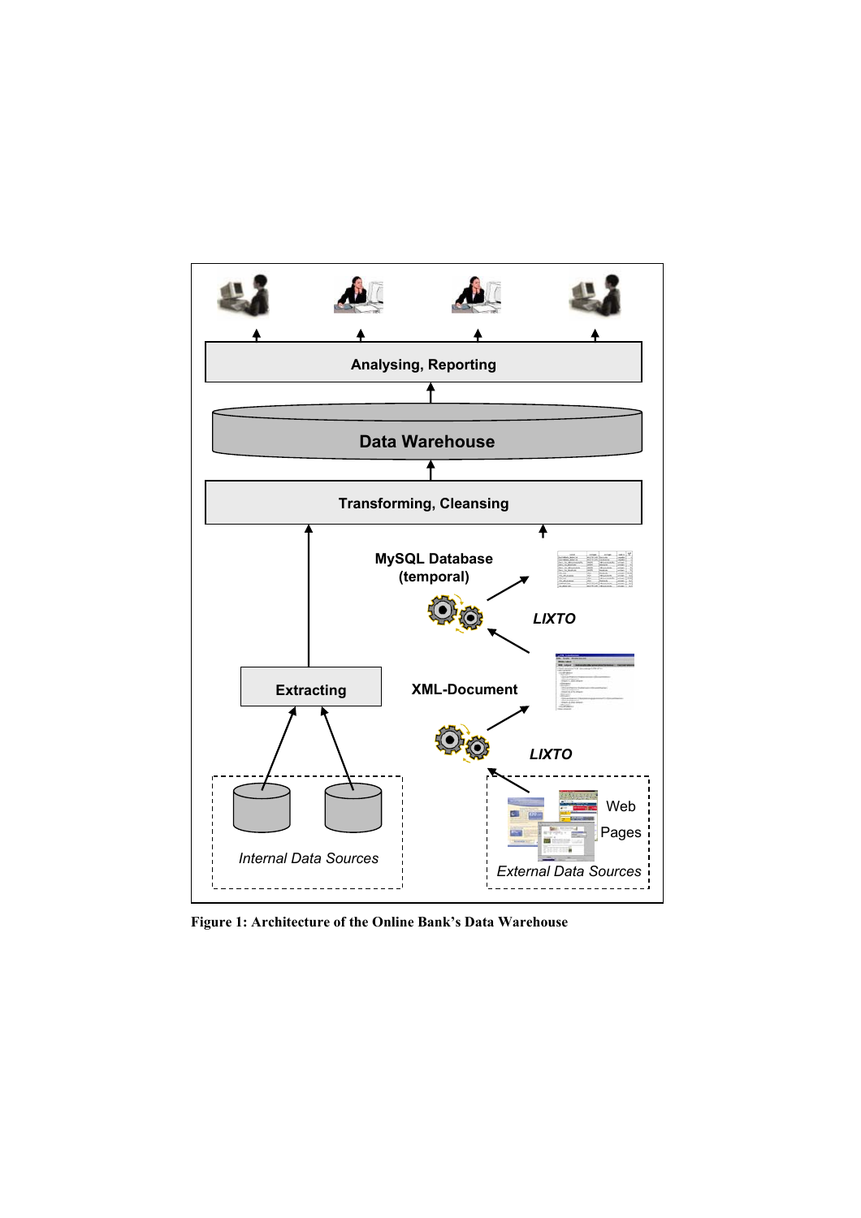**Figure 1: Architecture of the Online Bank's Data Warehouse**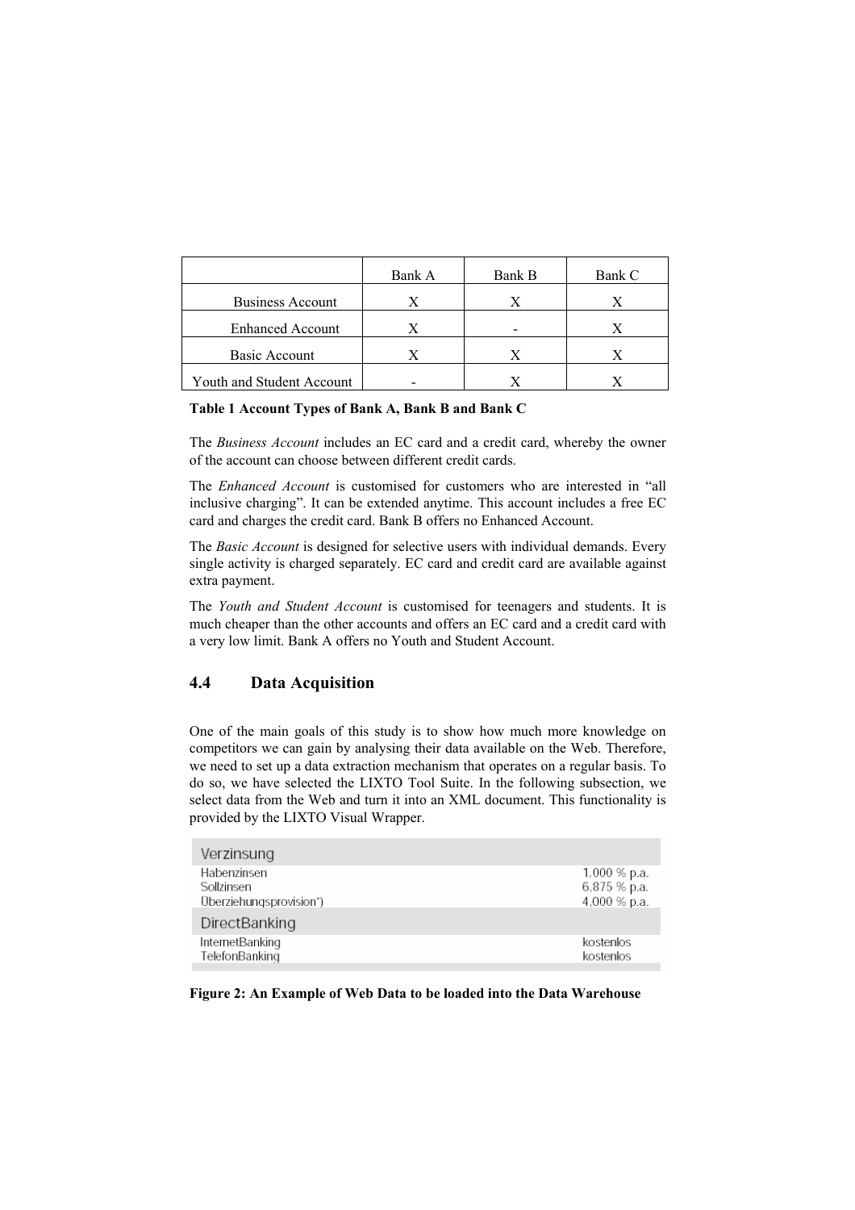| | Bank A | Bank B | Bank C |
|---|---|---|---|
| Business Account | X | X | X |
| Enhanced Account | X | - | X |
| Basic Account | X | X | X |
| Youth and Student Account | - | X | X |

**Table 1 Account Types of Bank A, Bank B and Bank C**

The *Business Account* includes an EC card and a credit card, whereby the owner of the account can choose between different credit cards.

The *Enhanced Account* is customised for customers who are interested in "all inclusive charging". It can be extended anytime. This account includes a free EC card and charges the credit card. Bank B offers no Enhanced Account.

The *Basic Account* is designed for selective users with individual demands. Every single activity is charged separately. EC card and credit card are available against extra payment.

The *Youth and Student Account* is customised for teenagers and students. It is much cheaper than the other accounts and offers an EC card and a credit card with a very low limit. Bank A offers no Youth and Student Account.

## 4.4 Data Acquisition

One of the main goals of this study is to show how much more knowledge on competitors we can gain by analysing their data available on the Web. Therefore, we need to set up a data extraction mechanism that operates on a regular basis. To do so, we have selected the LIXTO Tool Suite. In the following subsection, we select data from the Web and turn it into an XML document. This functionality is provided by the LIXTO Visual Wrapper.

| Verzinsung | |
|---|---|
| Habenzinsen | 1,000 % p.a. |
| Sollzinsen | 6,875 % p.a. |
| Überziehungsprovision*) | 4,000 % p.a. |
| **DirectBanking** | |
| InternetBanking | kostenlos |
| TelefonBanking | kostenlos |

**Figure 2: An Example of Web Data to be loaded into the Data Warehouse**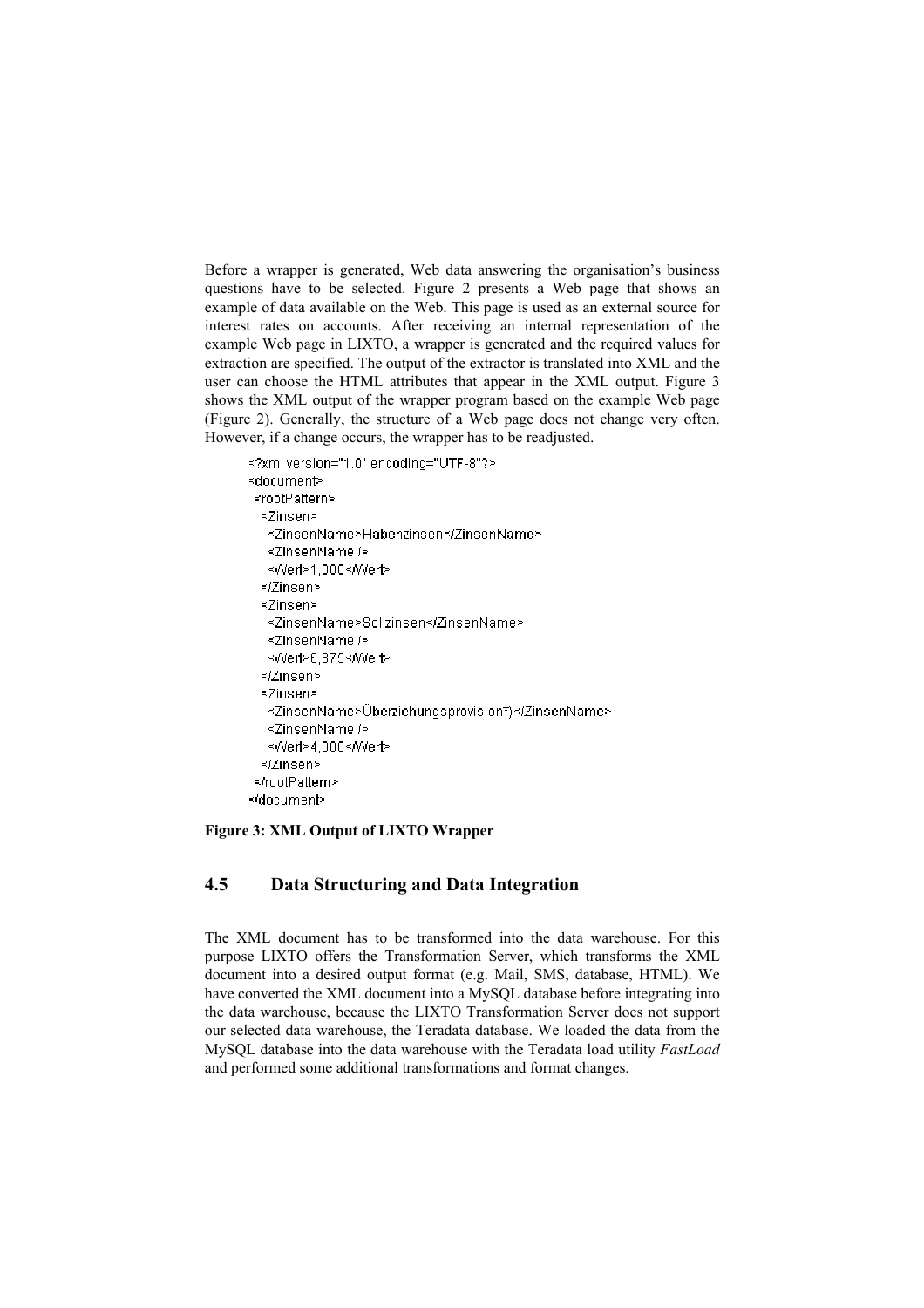Before a wrapper is generated, Web data answering the organisation's business questions have to be selected. Figure 2 presents a Web page that shows an example of data available on the Web. This page is used as an external source for interest rates on accounts. After receiving an internal representation of the example Web page in LIXTO, a wrapper is generated and the required values for extraction are specified. The output of the extractor is translated into XML and the user can choose the HTML attributes that appear in the XML output. Figure 3 shows the XML output of the wrapper program based on the example Web page (Figure 2). Generally, the structure of a Web page does not change very often. However, if a change occurs, the wrapper has to be readjusted.

```
<?xml version="1.0" encoding="UTF-8"?>
<document>
 <rootPattern>
  <Zinsen>
   <ZinsenName>Habenzinsen</ZinsenName>
   <ZinsenName />
   <Wert>1,000</Wert>
  </Zinsen>
  <Zinsen>
   <ZinsenName>Sollzinsen</ZinsenName>
   <ZinsenName />
   <Wert>6,875</Wert>
  </Zinsen>
  <Zinsen>
   <ZinsenName>Überziehungsprovision*)</ZinsenName>
   <ZinsenName />
   <Wert>4,000</Wert>
  </Zinsen>
 </rootPattern>
</document>
```

**Figure 3: XML Output of LIXTO Wrapper**

## 4.5 Data Structuring and Data Integration

The XML document has to be transformed into the data warehouse. For this purpose LIXTO offers the Transformation Server, which transforms the XML document into a desired output format (e.g. Mail, SMS, database, HTML). We have converted the XML document into a MySQL database before integrating into the data warehouse, because the LIXTO Transformation Server does not support our selected data warehouse, the Teradata database. We loaded the data from the MySQL database into the data warehouse with the Teradata load utility *FastLoad* and performed some additional transformations and format changes.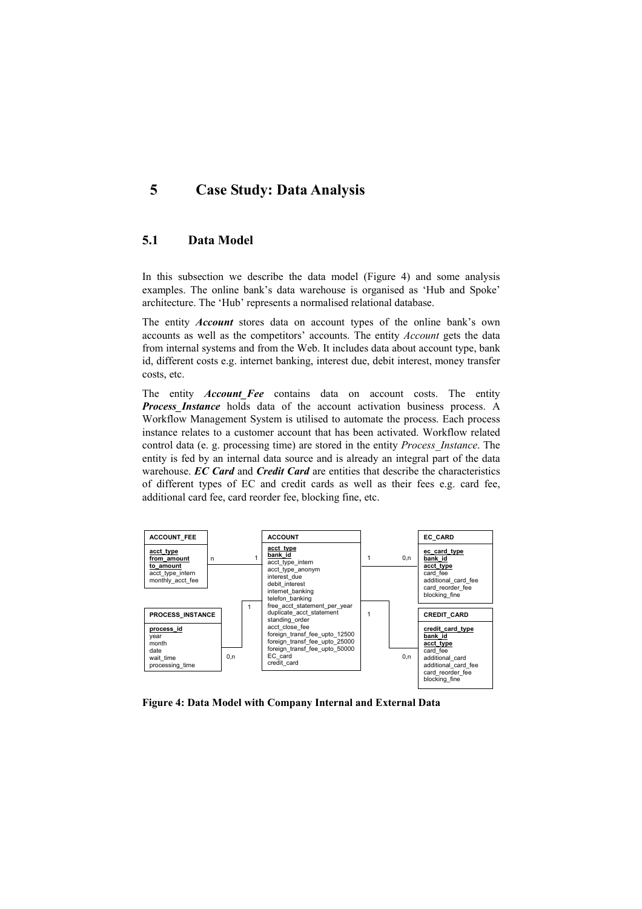# 5 Case Study: Data Analysis

## 5.1 Data Model

In this subsection we describe the data model (Figure 4) and some analysis examples. The online bank's data warehouse is organised as 'Hub and Spoke' architecture. The 'Hub' represents a normalised relational database.

The entity ***Account*** stores data on account types of the online bank's own accounts as well as the competitors' accounts. The entity *Account* gets the data from internal systems and from the Web. It includes data about account type, bank id, different costs e.g. internet banking, interest due, debit interest, money transfer costs, etc.

The entity ***Account_Fee*** contains data on account costs. The entity ***Process_Instance*** holds data of the account activation business process. A Workflow Management System is utilised to automate the process. Each process instance relates to a customer account that has been activated. Workflow related control data (e. g. processing time) are stored in the entity *Process_Instance*. The entity is fed by an internal data source and is already an integral part of the data warehouse. ***EC Card*** and ***Credit Card*** are entities that describe the characteristics of different types of EC and credit cards as well as their fees e.g. card fee, additional card fee, card reorder fee, blocking fine, etc.

**ACCOUNT_FEE**: acct_type, from_amount, to_amount, acct_type_intern, monthly_acct_fee

**PROCESS_INSTANCE**: process_id, year, month, date, wait_time, processing_time

**ACCOUNT**: acct_type, bank_id, acct_type_intern, acct_type_anonym, interest_due, debit_interest, internet_banking, telefon_banking, free_acct_statement_per_year, duplicate_acct_statement, standing_order, acct_close_fee, foreign_transf_fee_upto_12500, foreign_transf_fee_upto_25000, foreign_transf_fee_upto_50000, EC_card, credit_card

**EC_CARD**: ec_card_type, bank_id, acct_type, card_fee, additional_card_fee, card_reorder_fee, blocking_fine

**CREDIT_CARD**: credit_card_type, bank_id, acct_type, card_fee, additional_card, additional_card_fee, card_reorder_fee, blocking_fine

Relationships: ACCOUNT_FEE (n) – (1) ACCOUNT; PROCESS_INSTANCE (0,n) – (1) ACCOUNT; ACCOUNT (1) – (0,n) EC_CARD; ACCOUNT (1) – (0,n) CREDIT_CARD

**Figure 4: Data Model with Company Internal and External Data**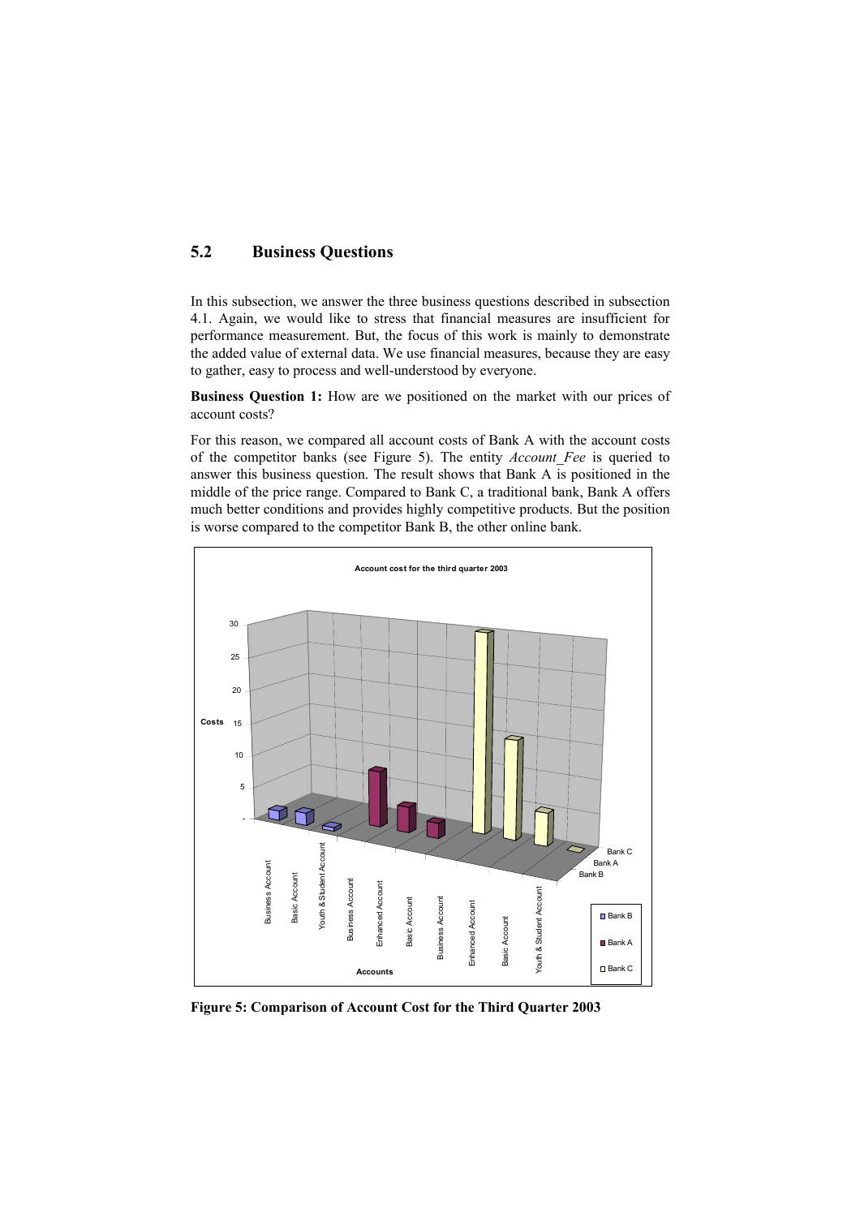## 5.2 Business Questions

In this subsection, we answer the three business questions described in subsection 4.1. Again, we would like to stress that financial measures are insufficient for performance measurement. But, the focus of this work is mainly to demonstrate the added value of external data. We use financial measures, because they are easy to gather, easy to process and well-understood by everyone.

**Business Question 1:** How are we positioned on the market with our prices of account costs?

For this reason, we compared all account costs of Bank A with the account costs of the competitor banks (see Figure 5). The entity *Account_Fee* is queried to answer this business question. The result shows that Bank A is positioned in the middle of the price range. Compared to Bank C, a traditional bank, Bank A offers much better conditions and provides highly competitive products. But the position is worse compared to the competitor Bank B, the other online bank.

**Figure 5: Comparison of Account Cost for the Third Quarter 2003**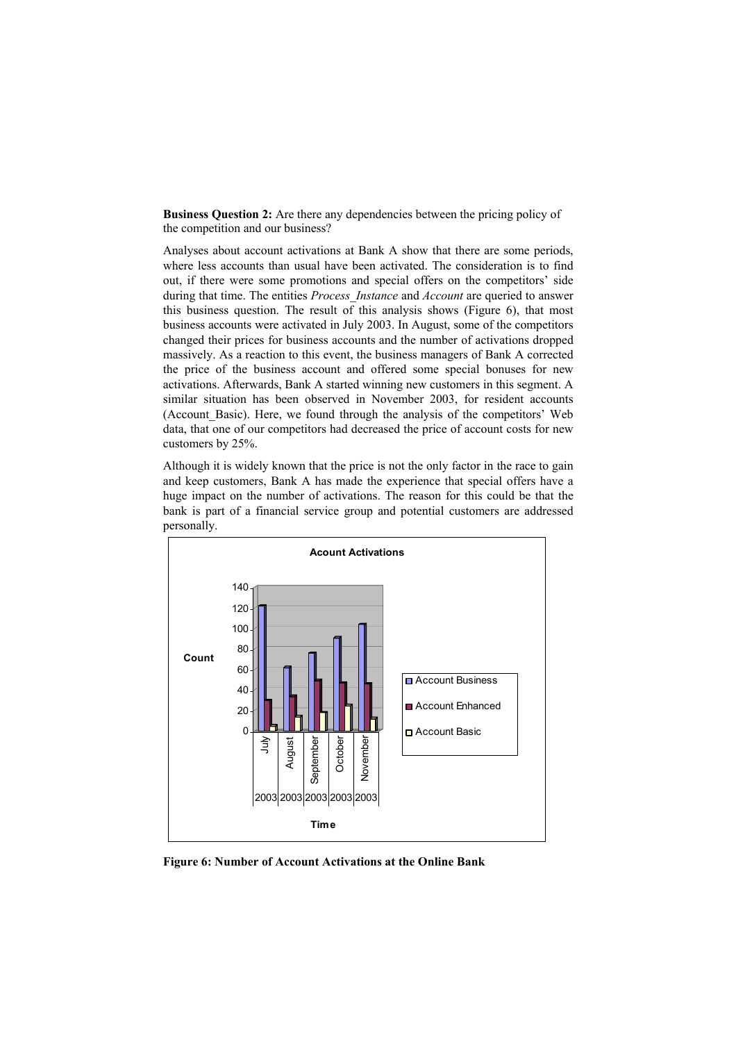**Business Question 2:** Are there any dependencies between the pricing policy of the competition and our business?

Analyses about account activations at Bank A show that there are some periods, where less accounts than usual have been activated. The consideration is to find out, if there were some promotions and special offers on the competitors' side during that time. The entities *Process_Instance* and *Account* are queried to answer this business question. The result of this analysis shows (Figure 6), that most business accounts were activated in July 2003. In August, some of the competitors changed their prices for business accounts and the number of activations dropped massively. As a reaction to this event, the business managers of Bank A corrected the price of the business account and offered some special bonuses for new activations. Afterwards, Bank A started winning new customers in this segment. A similar situation has been observed in November 2003, for resident accounts (Account_Basic). Here, we found through the analysis of the competitors' Web data, that one of our competitors had decreased the price of account costs for new customers by 25%.

Although it is widely known that the price is not the only factor in the race to gain and keep customers, Bank A has made the experience that special offers have a huge impact on the number of activations. The reason for this could be that the bank is part of a financial service group and potential customers are addressed personally.

**Figure 6: Number of Account Activations at the Online Bank**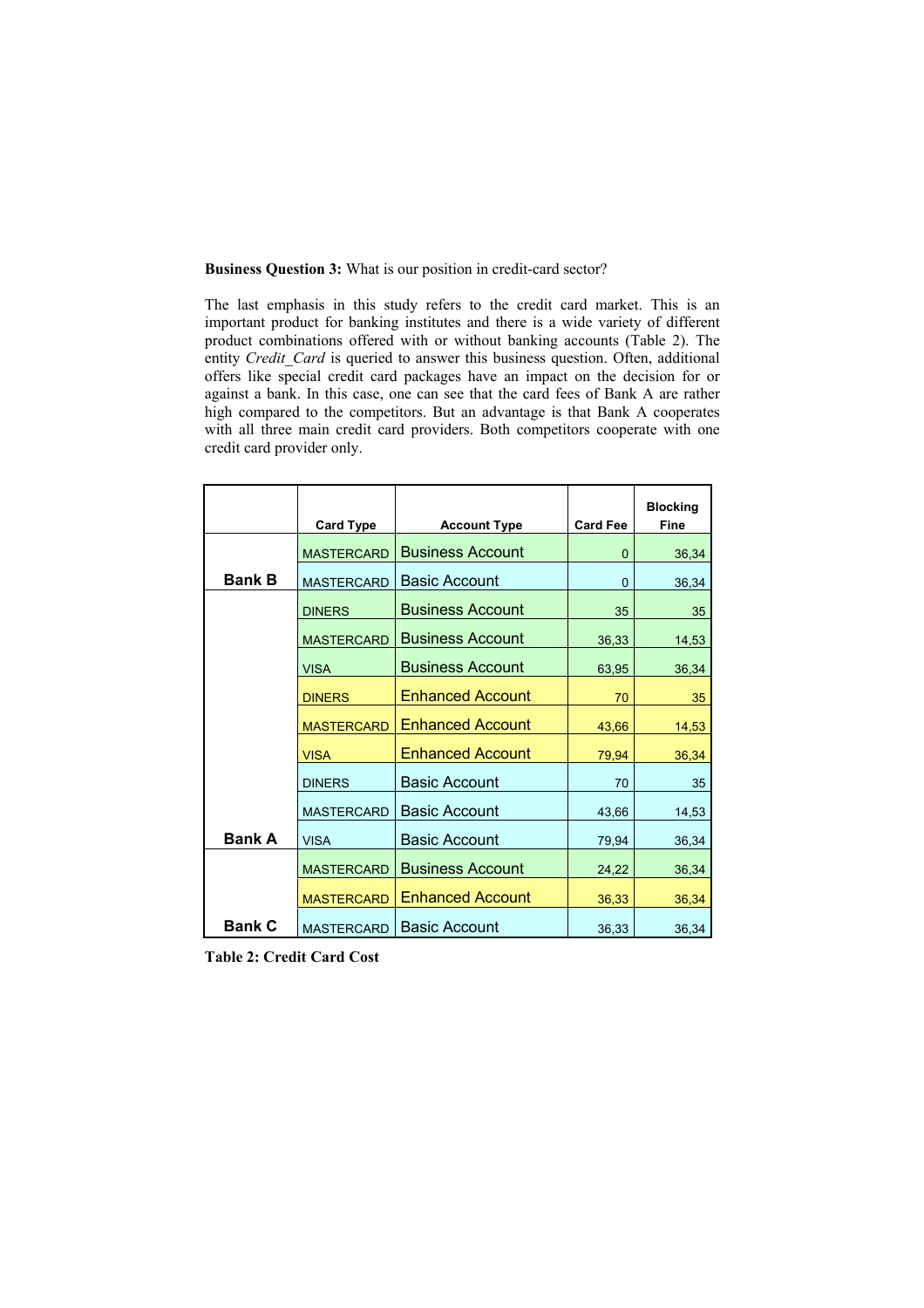**Business Question 3:** What is our position in credit-card sector?

The last emphasis in this study refers to the credit card market. This is an important product for banking institutes and there is a wide variety of different product combinations offered with or without banking accounts (Table 2). The entity *Credit_Card* is queried to answer this business question. Often, additional offers like special credit card packages have an impact on the decision for or against a bank. In this case, one can see that the card fees of Bank A are rather high compared to the competitors. But an advantage is that Bank A cooperates with all three main credit card providers. Both competitors cooperate with one credit card provider only.

| | Card Type | Account Type | Card Fee | Blocking Fine |
|---|---|---|---|---|
| Bank B | MASTERCARD | Business Account | 0 | 36,34 |
| | MASTERCARD | Basic Account | 0 | 36,34 |
| Bank A | DINERS | Business Account | 35 | 35 |
| | MASTERCARD | Business Account | 36,33 | 14,53 |
| | VISA | Business Account | 63,95 | 36,34 |
| | DINERS | Enhanced Account | 70 | 35 |
| | MASTERCARD | Enhanced Account | 43,66 | 14,53 |
| | VISA | Enhanced Account | 79,94 | 36,34 |
| | DINERS | Basic Account | 70 | 35 |
| | MASTERCARD | Basic Account | 43,66 | 14,53 |
| | VISA | Basic Account | 79,94 | 36,34 |
| Bank C | MASTERCARD | Business Account | 24,22 | 36,34 |
| | MASTERCARD | Enhanced Account | 36,33 | 36,34 |
| | MASTERCARD | Basic Account | 36,33 | 36,34 |

**Table 2: Credit Card Cost**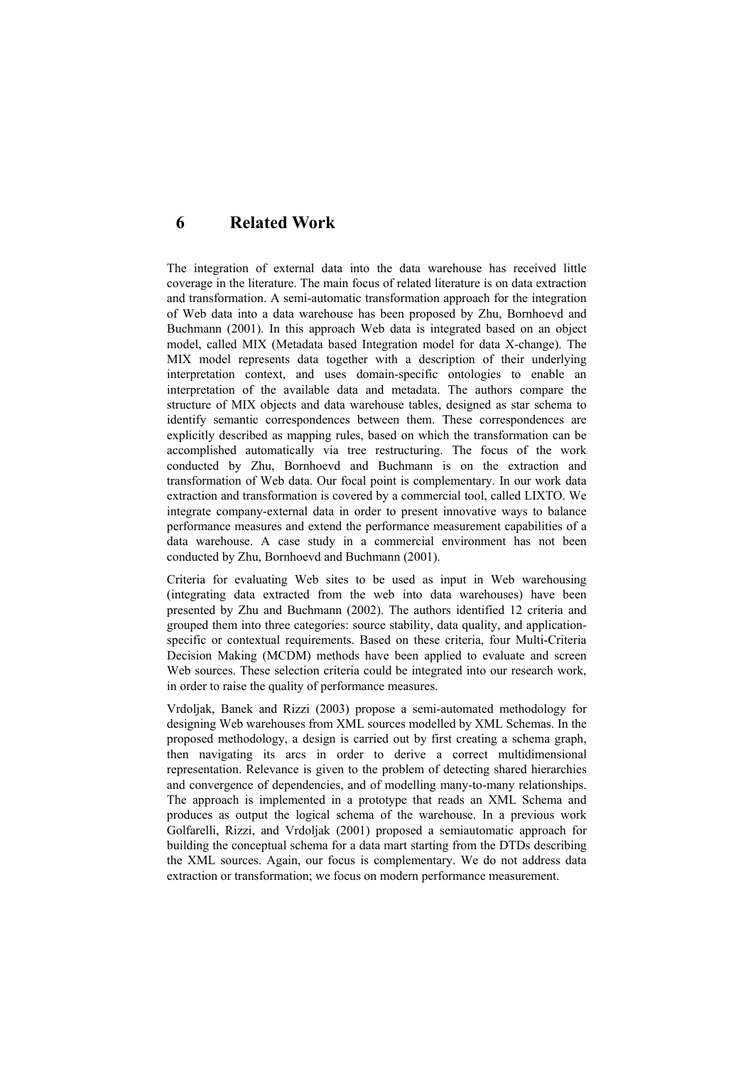# 6 Related Work

The integration of external data into the data warehouse has received little coverage in the literature. The main focus of related literature is on data extraction and transformation. A semi-automatic transformation approach for the integration of Web data into a data warehouse has been proposed by Zhu, Bornhoevd and Buchmann (2001). In this approach Web data is integrated based on an object model, called MIX (Metadata based Integration model for data X-change). The MIX model represents data together with a description of their underlying interpretation context, and uses domain-specific ontologies to enable an interpretation of the available data and metadata. The authors compare the structure of MIX objects and data warehouse tables, designed as star schema to identify semantic correspondences between them. These correspondences are explicitly described as mapping rules, based on which the transformation can be accomplished automatically via tree restructuring. The focus of the work conducted by Zhu, Bornhoevd and Buchmann is on the extraction and transformation of Web data. Our focal point is complementary. In our work data extraction and transformation is covered by a commercial tool, called LIXTO. We integrate company-external data in order to present innovative ways to balance performance measures and extend the performance measurement capabilities of a data warehouse. A case study in a commercial environment has not been conducted by Zhu, Bornhoevd and Buchmann (2001).

Criteria for evaluating Web sites to be used as input in Web warehousing (integrating data extracted from the web into data warehouses) have been presented by Zhu and Buchmann (2002). The authors identified 12 criteria and grouped them into three categories: source stability, data quality, and application-specific or contextual requirements. Based on these criteria, four Multi-Criteria Decision Making (MCDM) methods have been applied to evaluate and screen Web sources. These selection criteria could be integrated into our research work, in order to raise the quality of performance measures.

Vrdoljak, Banek and Rizzi (2003) propose a semi-automated methodology for designing Web warehouses from XML sources modelled by XML Schemas. In the proposed methodology, a design is carried out by first creating a schema graph, then navigating its arcs in order to derive a correct multidimensional representation. Relevance is given to the problem of detecting shared hierarchies and convergence of dependencies, and of modelling many-to-many relationships. The approach is implemented in a prototype that reads an XML Schema and produces as output the logical schema of the warehouse. In a previous work Golfarelli, Rizzi, and Vrdoljak (2001) proposed a semiautomatic approach for building the conceptual schema for a data mart starting from the DTDs describing the XML sources. Again, our focus is complementary. We do not address data extraction or transformation; we focus on modern performance measurement.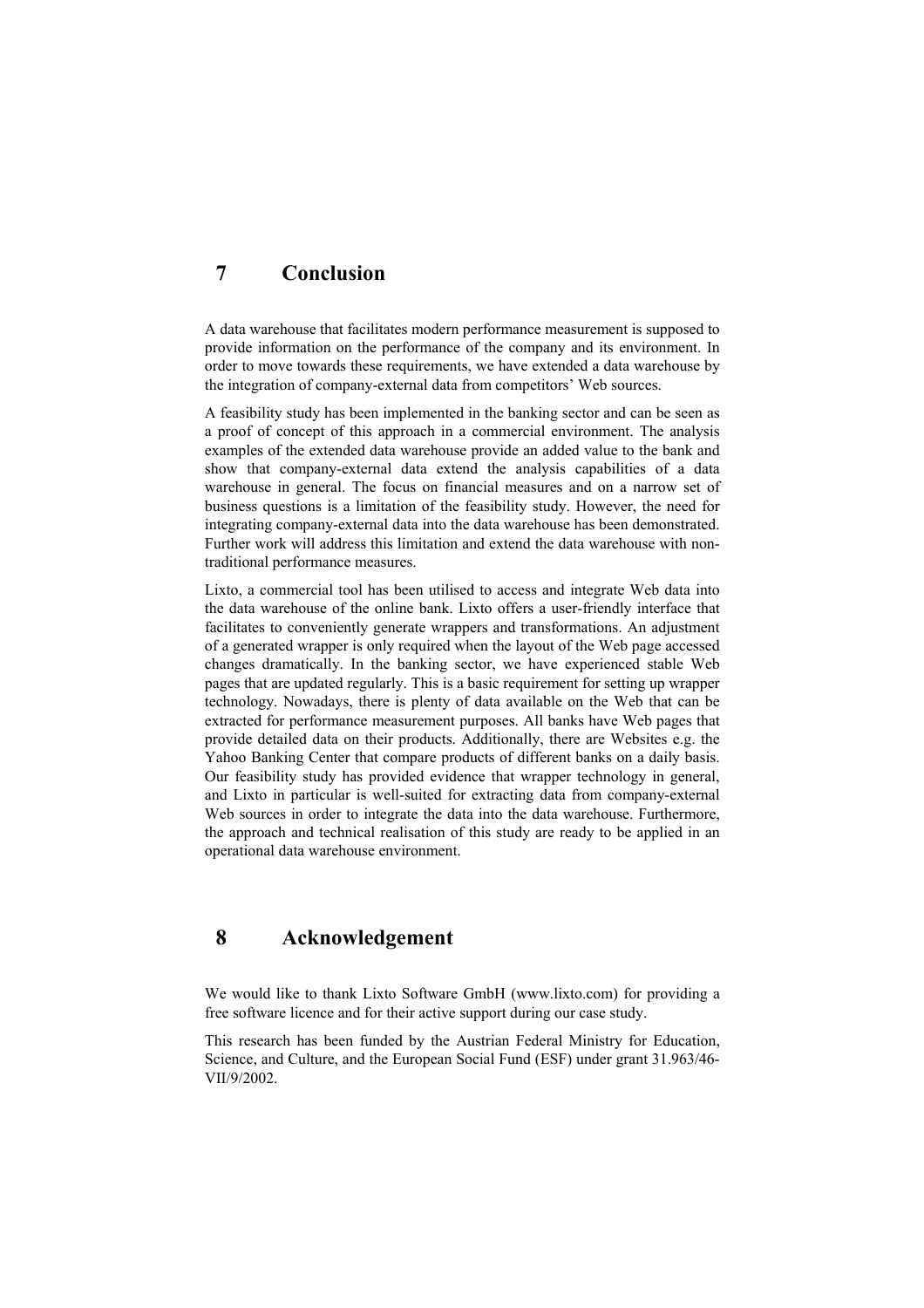# 7 Conclusion

A data warehouse that facilitates modern performance measurement is supposed to provide information on the performance of the company and its environment. In order to move towards these requirements, we have extended a data warehouse by the integration of company-external data from competitors' Web sources.

A feasibility study has been implemented in the banking sector and can be seen as a proof of concept of this approach in a commercial environment. The analysis examples of the extended data warehouse provide an added value to the bank and show that company-external data extend the analysis capabilities of a data warehouse in general. The focus on financial measures and on a narrow set of business questions is a limitation of the feasibility study. However, the need for integrating company-external data into the data warehouse has been demonstrated. Further work will address this limitation and extend the data warehouse with non-traditional performance measures.

Lixto, a commercial tool has been utilised to access and integrate Web data into the data warehouse of the online bank. Lixto offers a user-friendly interface that facilitates to conveniently generate wrappers and transformations. An adjustment of a generated wrapper is only required when the layout of the Web page accessed changes dramatically. In the banking sector, we have experienced stable Web pages that are updated regularly. This is a basic requirement for setting up wrapper technology. Nowadays, there is plenty of data available on the Web that can be extracted for performance measurement purposes. All banks have Web pages that provide detailed data on their products. Additionally, there are Websites e.g. the Yahoo Banking Center that compare products of different banks on a daily basis. Our feasibility study has provided evidence that wrapper technology in general, and Lixto in particular is well-suited for extracting data from company-external Web sources in order to integrate the data into the data warehouse. Furthermore, the approach and technical realisation of this study are ready to be applied in an operational data warehouse environment.

# 8 Acknowledgement

We would like to thank Lixto Software GmbH (www.lixto.com) for providing a free software licence and for their active support during our case study.

This research has been funded by the Austrian Federal Ministry for Education, Science, and Culture, and the European Social Fund (ESF) under grant 31.963/46-VII/9/2002.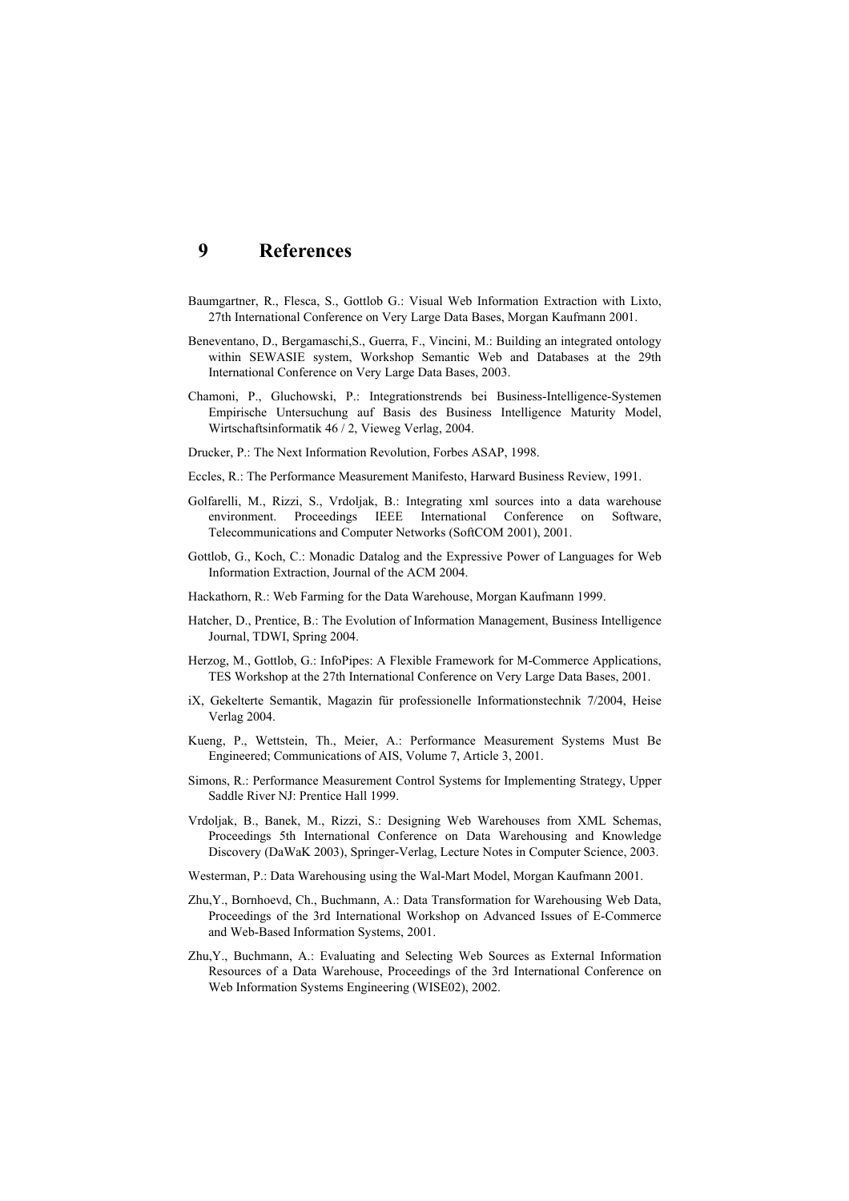# 9 References

Baumgartner, R., Flesca, S., Gottlob G.: Visual Web Information Extraction with Lixto, 27th International Conference on Very Large Data Bases, Morgan Kaufmann 2001.

Beneventano, D., Bergamaschi,S., Guerra, F., Vincini, M.: Building an integrated ontology within SEWASIE system, Workshop Semantic Web and Databases at the 29th International Conference on Very Large Data Bases, 2003.

Chamoni, P., Gluchowski, P.: Integrationstrends bei Business-Intelligence-Systemen Empirische Untersuchung auf Basis des Business Intelligence Maturity Model, Wirtschaftsinformatik 46 / 2, Vieweg Verlag, 2004.

Drucker, P.: The Next Information Revolution, Forbes ASAP, 1998.

Eccles, R.: The Performance Measurement Manifesto, Harward Business Review, 1991.

Golfarelli, M., Rizzi, S., Vrdoljak, B.: Integrating xml sources into a data warehouse environment. Proceedings IEEE International Conference on Software, Telecommunications and Computer Networks (SoftCOM 2001), 2001.

Gottlob, G., Koch, C.: Monadic Datalog and the Expressive Power of Languages for Web Information Extraction, Journal of the ACM 2004.

Hackathorn, R.: Web Farming for the Data Warehouse, Morgan Kaufmann 1999.

Hatcher, D., Prentice, B.: The Evolution of Information Management, Business Intelligence Journal, TDWI, Spring 2004.

Herzog, M., Gottlob, G.: InfoPipes: A Flexible Framework for M-Commerce Applications, TES Workshop at the 27th International Conference on Very Large Data Bases, 2001.

iX, Gekelterte Semantik, Magazin für professionelle Informationstechnik 7/2004, Heise Verlag 2004.

Kueng, P., Wettstein, Th., Meier, A.: Performance Measurement Systems Must Be Engineered; Communications of AIS, Volume 7, Article 3, 2001.

Simons, R.: Performance Measurement Control Systems for Implementing Strategy, Upper Saddle River NJ: Prentice Hall 1999.

Vrdoljak, B., Banek, M., Rizzi, S.: Designing Web Warehouses from XML Schemas, Proceedings 5th International Conference on Data Warehousing and Knowledge Discovery (DaWaK 2003), Springer-Verlag, Lecture Notes in Computer Science, 2003.

Westerman, P.: Data Warehousing using the Wal-Mart Model, Morgan Kaufmann 2001.

Zhu,Y., Bornhoevd, Ch., Buchmann, A.: Data Transformation for Warehousing Web Data, Proceedings of the 3rd International Workshop on Advanced Issues of E-Commerce and Web-Based Information Systems, 2001.

Zhu,Y., Buchmann, A.: Evaluating and Selecting Web Sources as External Information Resources of a Data Warehouse, Proceedings of the 3rd International Conference on Web Information Systems Engineering (WISE02), 2002.